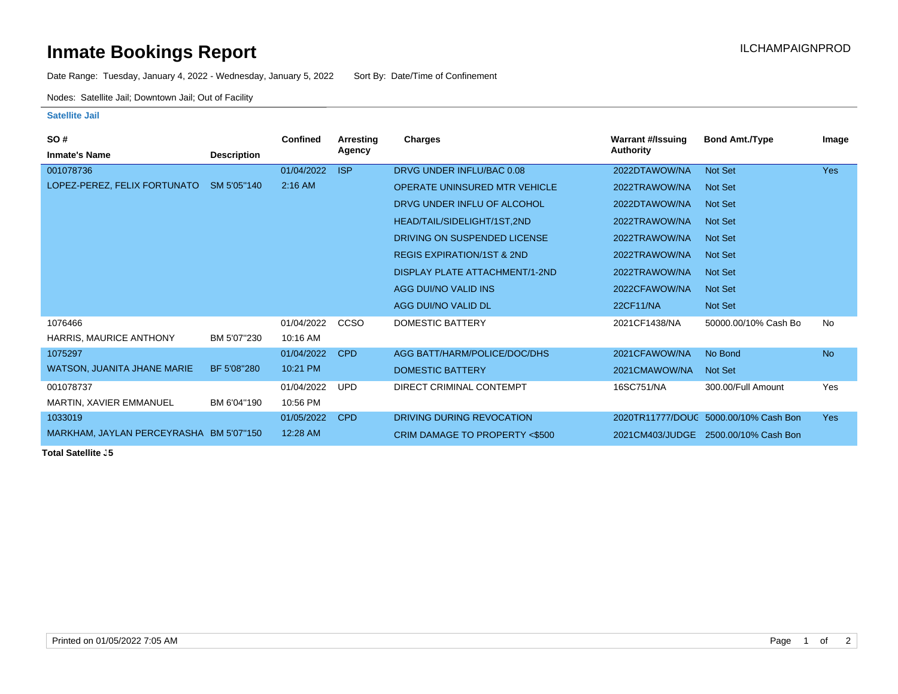# Inmate Bookings Report

ILCHAMPAIGNPROD

Date Range: Tuesday, January 4, 2022 - Wednesday, January 5, 2022 Sort By: Date/Time of Confinement

Nodes: Satellite Jail; Downtown Jail; Out of Facility

## Satellite Jail

| SO # / Inmate's Name | Description | Confined | Arresting Agency | Charges | Warrant #/Issuing Authority | Bond Amt./Type | Image |
|---|---|---|---|---|---|---|---|
| 001078736 | | 01/04/2022 | ISP | DRVG UNDER INFLU/BAC 0.08 | 2022DTAWOW/NA | Not Set | Yes |
| LOPEZ-PEREZ, FELIX FORTUNATO | SM 5'05"140 | 2:16 AM | | OPERATE UNINSURED MTR VEHICLE | 2022TRAWOW/NA | Not Set | |
| | | | | DRVG UNDER INFLU OF ALCOHOL | 2022DTAWOW/NA | Not Set | |
| | | | | HEAD/TAIL/SIDELIGHT/1ST,2ND | 2022TRAWOW/NA | Not Set | |
| | | | | DRIVING ON SUSPENDED LICENSE | 2022TRAWOW/NA | Not Set | |
| | | | | REGIS EXPIRATION/1ST & 2ND | 2022TRAWOW/NA | Not Set | |
| | | | | DISPLAY PLATE ATTACHMENT/1-2ND | 2022TRAWOW/NA | Not Set | |
| | | | | AGG DUI/NO VALID INS | 2022CFAWOW/NA | Not Set | |
| | | | | AGG DUI/NO VALID DL | 22CF11/NA | Not Set | |
| 1076466 | | 01/04/2022 | CCSO | DOMESTIC BATTERY | 2021CF1438/NA | 50000.00/10% Cash Bo | No |
| HARRIS, MAURICE ANTHONY | BM 5'07"230 | 10:16 AM | | | | | |
| 1075297 | | 01/04/2022 | CPD | AGG BATT/HARM/POLICE/DOC/DHS | 2021CFAWOW/NA | No Bond | No |
| WATSON, JUANITA JHANE MARIE | BF 5'08"280 | 10:21 PM | | DOMESTIC BATTERY | 2021CMAWOW/NA | Not Set | |
| 001078737 | | 01/04/2022 | UPD | DIRECT CRIMINAL CONTEMPT | 16SC751/NA | 300.00/Full Amount | Yes |
| MARTIN, XAVIER EMMANUEL | BM 6'04"190 | 10:56 PM | | | | | |
| 1033019 | | 01/05/2022 | CPD | DRIVING DURING REVOCATION | 2020TR11777/DOUG | 5000.00/10% Cash Bon | Yes |
| MARKHAM, JAYLAN PERCEYRASHA | BM 5'07"150 | 12:28 AM | | CRIM DAMAGE TO PROPERTY <$500 | 2021CM403/JUDGE | 2500.00/10% Cash Bon | |

**Total Satellite :5**

Printed on 01/05/2022 7:05 AM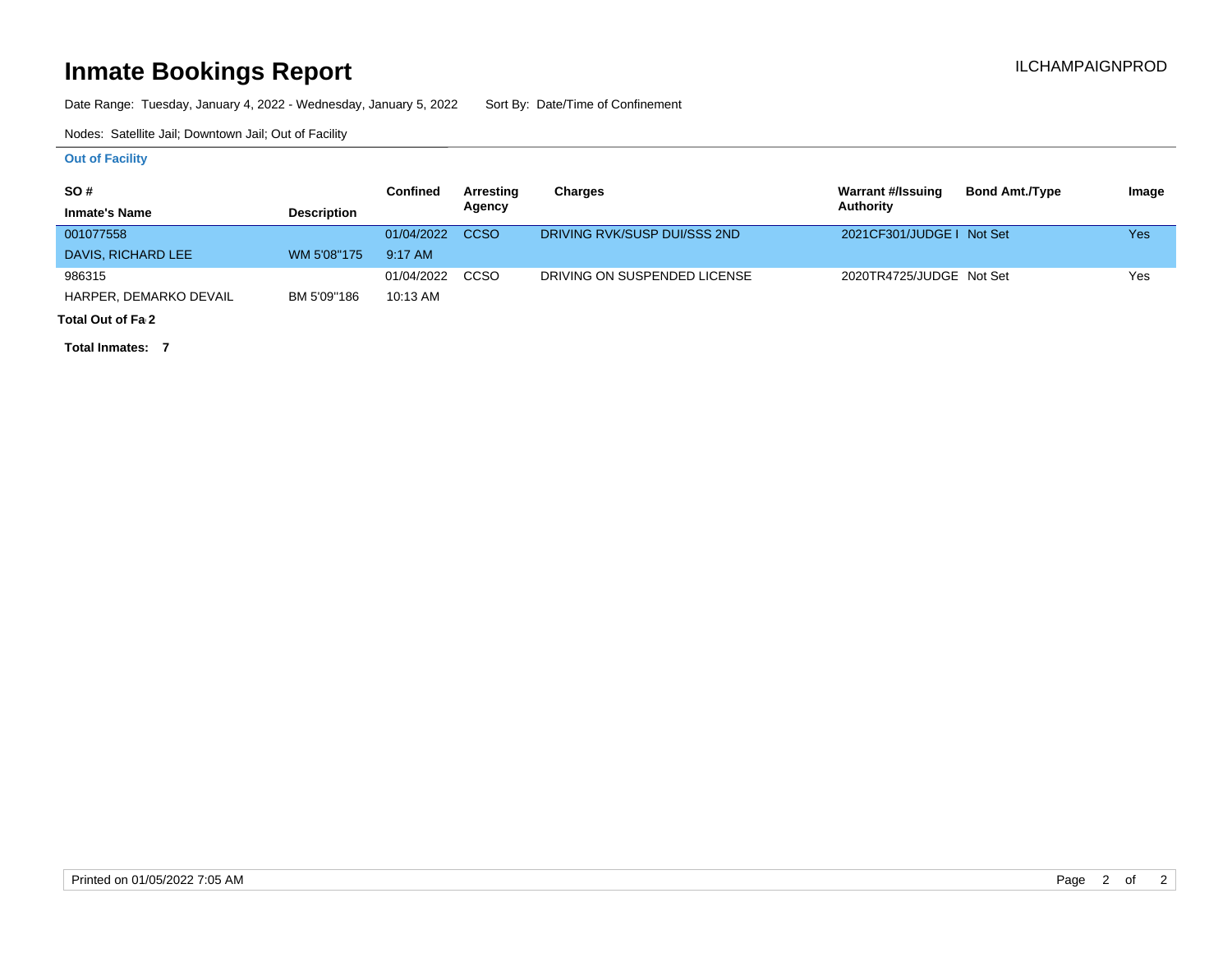# Inmate Bookings Report

ILCHAMPAIGNPROD

Date Range: Tuesday, January 4, 2022 - Wednesday, January 5, 2022 Sort By: Date/Time of Confinement

Nodes: Satellite Jail; Downtown Jail; Out of Facility

### Out of Facility

| SO # / Inmate's Name | Description | Confined | Arresting Agency | Charges | Warrant #/Issuing Authority | Bond Amt./Type | Image |
|---|---|---|---|---|---|---|---|
| 001077558 DAVIS, RICHARD LEE | WM 5'08"175 | 01/04/2022 9:17 AM | CCSO | DRIVING RVK/SUSP DUI/SSS 2ND | 2021CF301/JUDGE I | Not Set | Yes |
| 986315 HARPER, DEMARKO DEVAIL | BM 5'09"186 | 01/04/2022 10:13 AM | CCSO | DRIVING ON SUSPENDED LICENSE | 2020TR4725/JUDGE | Not Set | Yes |

**Total Out of Fa 2**

**Total Inmates: 7**

Printed on 01/05/2022 7:05 AM